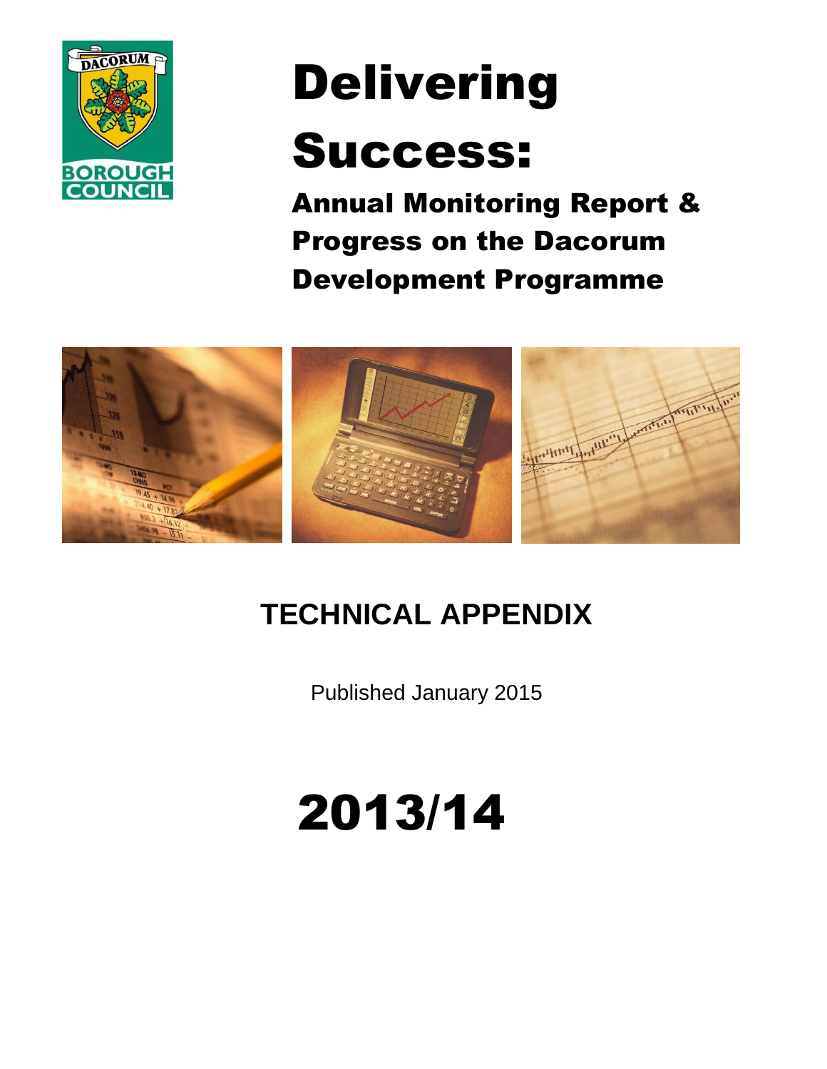DACORUM BOROUGH COUNCIL

# Delivering Success:

## Annual Monitoring Report & Progress on the Dacorum Development Programme

## TECHNICAL APPENDIX

Published January 2015

# 2013/14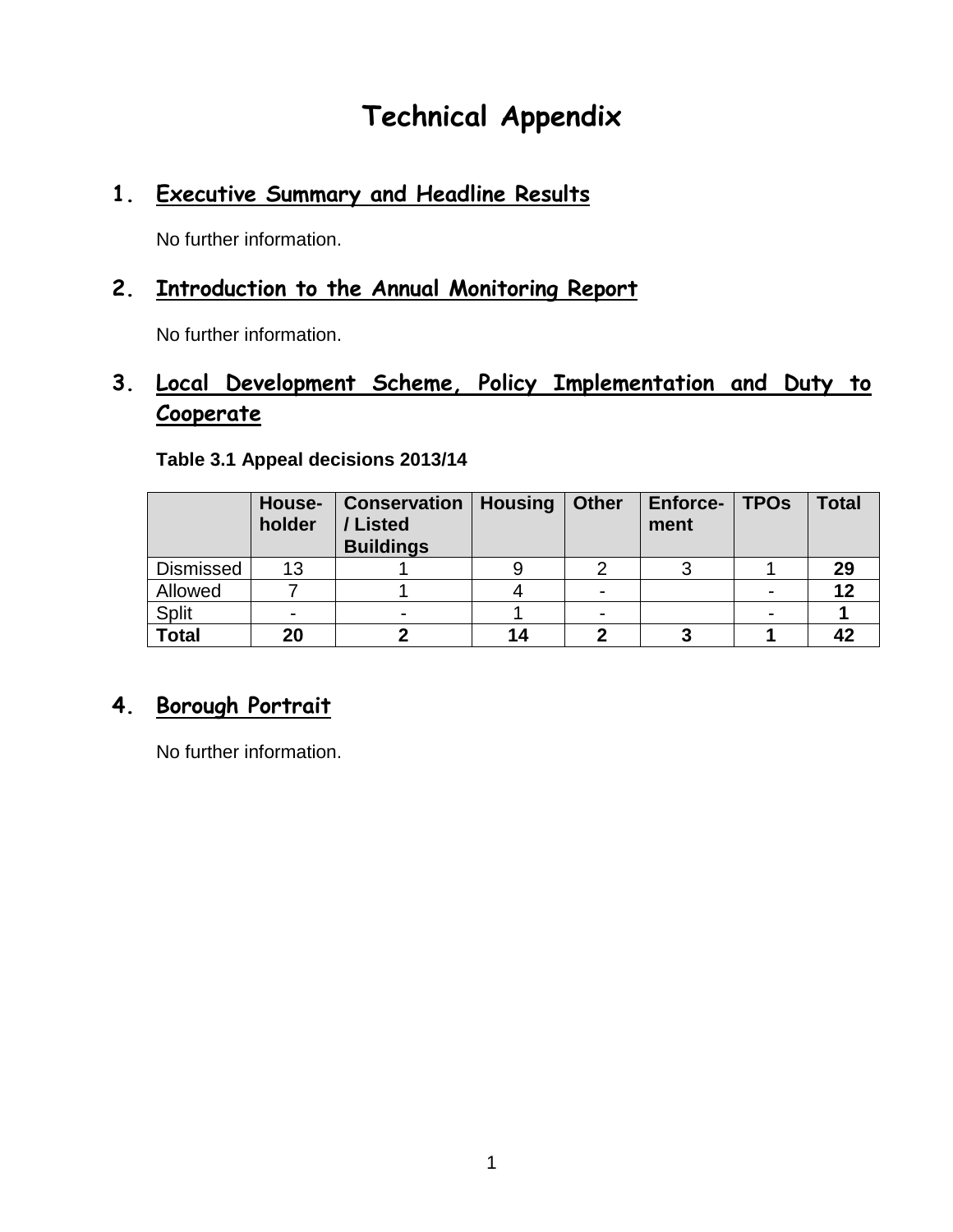# Technical Appendix

## 1. Executive Summary and Headline Results

No further information.

## 2. Introduction to the Annual Monitoring Report

No further information.

## 3. Local Development Scheme, Policy Implementation and Duty to Cooperate

**Table 3.1 Appeal decisions 2013/14**

| | House-holder | Conservation / Listed Buildings | Housing | Other | Enforce-ment | TPOs | Total |
|---|---|---|---|---|---|---|---|
| Dismissed | 13 | 1 | 9 | 2 | 3 | 1 | **29** |
| Allowed | 7 | 1 | 4 | - | | - | **12** |
| Split | - | - | 1 | - | | - | **1** |
| **Total** | **20** | **2** | **14** | **2** | **3** | **1** | **42** |

## 4. Borough Portrait

No further information.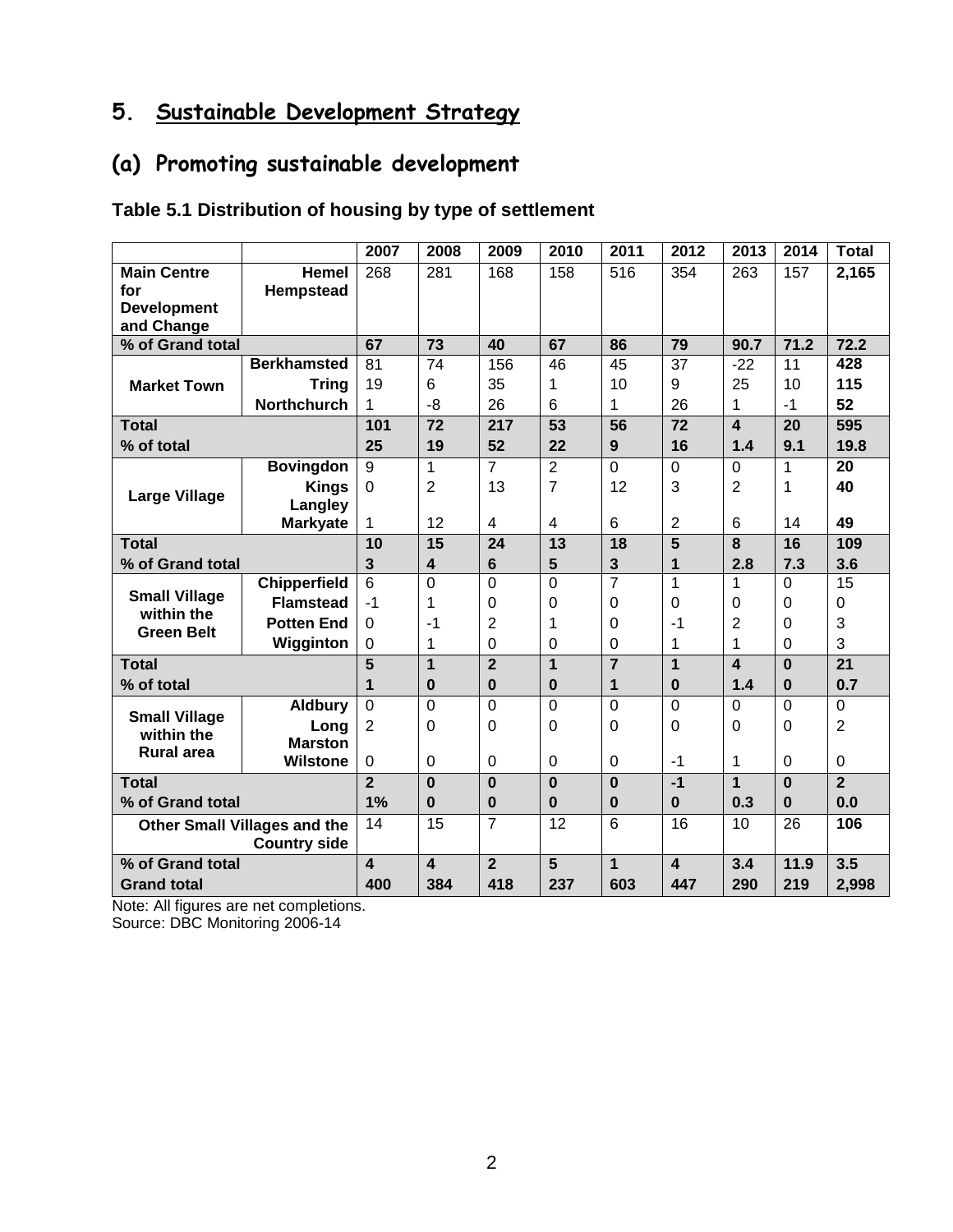# 5. Sustainable Development Strategy

## (a) Promoting sustainable development

### Table 5.1 Distribution of housing by type of settlement

| | | 2007 | 2008 | 2009 | 2010 | 2011 | 2012 | 2013 | 2014 | Total |
|---|---|---|---|---|---|---|---|---|---|---|
| **Main Centre for Development and Change** | **Hemel Hempstead** | 268 | 281 | 168 | 158 | 516 | 354 | 263 | 157 | **2,165** |
| **% of Grand total** | | **67** | **73** | **40** | **67** | **86** | **79** | **90.7** | **71.2** | **72.2** |
| **Market Town** | **Berkhamsted** | 81 | 74 | 156 | 46 | 45 | 37 | -22 | 11 | **428** |
| | **Tring** | 19 | 6 | 35 | 1 | 10 | 9 | 25 | 10 | **115** |
| | **Northchurch** | 1 | -8 | 26 | 6 | 1 | 26 | 1 | -1 | **52** |
| **Total** | | **101** | **72** | **217** | **53** | **56** | **72** | **4** | **20** | **595** |
| **% of total** | | **25** | **19** | **52** | **22** | **9** | **16** | **1.4** | **9.1** | **19.8** |
| **Large Village** | **Bovingdon** | 9 | 1 | 7 | 2 | 0 | 0 | 0 | 1 | **20** |
| | **Kings Langley** | 0 | 2 | 13 | 7 | 12 | 3 | 2 | 1 | **40** |
| | **Markyate** | 1 | 12 | 4 | 4 | 6 | 2 | 6 | 14 | **49** |
| **Total** | | **10** | **15** | **24** | **13** | **18** | **5** | **8** | **16** | **109** |
| **% of Grand total** | | **3** | **4** | **6** | **5** | **3** | **1** | **2.8** | **7.3** | **3.6** |
| **Small Village within the Green Belt** | **Chipperfield** | 6 | 0 | 0 | 0 | 7 | 1 | 1 | 0 | 15 |
| | **Flamstead** | -1 | 1 | 0 | 0 | 0 | 0 | 0 | 0 | 0 |
| | **Potten End** | 0 | -1 | 2 | 1 | 0 | -1 | 2 | 0 | 3 |
| | **Wigginton** | 0 | 1 | 0 | 0 | 0 | 1 | 1 | 0 | 3 |
| **Total** | | **5** | **1** | **2** | **1** | **7** | **1** | **4** | **0** | **21** |
| **% of total** | | **1** | **0** | **0** | **0** | **1** | **0** | **1.4** | **0** | **0.7** |
| **Small Village within the Rural area** | **Aldbury** | 0 | 0 | 0 | 0 | 0 | 0 | 0 | 0 | 0 |
| | **Long Marston** | 2 | 0 | 0 | 0 | 0 | 0 | 0 | 0 | 2 |
| | **Wilstone** | 0 | 0 | 0 | 0 | 0 | -1 | 1 | 0 | 0 |
| **Total** | | **2** | **0** | **0** | **0** | **0** | **-1** | **1** | **0** | **2** |
| **% of Grand total** | | **1%** | **0** | **0** | **0** | **0** | **0** | **0.3** | **0** | **0.0** |
| **Other Small Villages and the Country side** | | 14 | 15 | 7 | 12 | 6 | 16 | 10 | 26 | **106** |
| **% of Grand total** | | **4** | **4** | **2** | **5** | **1** | **4** | **3.4** | **11.9** | **3.5** |
| **Grand total** | | **400** | **384** | **418** | **237** | **603** | **447** | **290** | **219** | **2,998** |

Note: All figures are net completions.
Source: DBC Monitoring 2006-14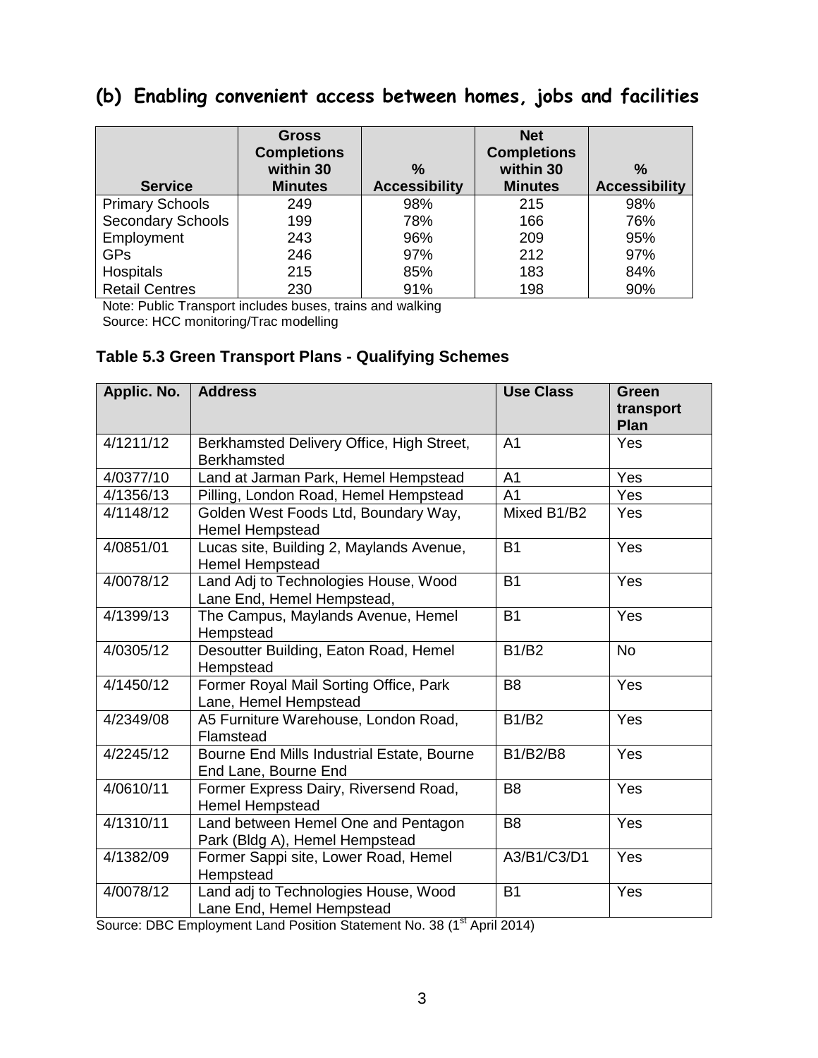## (b) Enabling convenient access between homes, jobs and facilities

| Service | Gross Completions within 30 Minutes | % Accessibility | Net Completions within 30 Minutes | % Accessibility |
|---|---|---|---|---|
| Primary Schools | 249 | 98% | 215 | 98% |
| Secondary Schools | 199 | 78% | 166 | 76% |
| Employment | 243 | 96% | 209 | 95% |
| GPs | 246 | 97% | 212 | 97% |
| Hospitals | 215 | 85% | 183 | 84% |
| Retail Centres | 230 | 91% | 198 | 90% |

Note: Public Transport includes buses, trains and walking
Source: HCC monitoring/Trac modelling

### Table 5.3 Green Transport Plans - Qualifying Schemes

| Applic. No. | Address | Use Class | Green transport Plan |
|---|---|---|---|
| 4/1211/12 | Berkhamsted Delivery Office, High Street, Berkhamsted | A1 | Yes |
| 4/0377/10 | Land at Jarman Park, Hemel Hempstead | A1 | Yes |
| 4/1356/13 | Pilling, London Road, Hemel Hempstead | A1 | Yes |
| 4/1148/12 | Golden West Foods Ltd, Boundary Way, Hemel Hempstead | Mixed B1/B2 | Yes |
| 4/0851/01 | Lucas site, Building 2, Maylands Avenue, Hemel Hempstead | B1 | Yes |
| 4/0078/12 | Land Adj to Technologies House, Wood Lane End, Hemel Hempstead, | B1 | Yes |
| 4/1399/13 | The Campus, Maylands Avenue, Hemel Hempstead | B1 | Yes |
| 4/0305/12 | Desoutter Building, Eaton Road, Hemel Hempstead | B1/B2 | No |
| 4/1450/12 | Former Royal Mail Sorting Office, Park Lane, Hemel Hempstead | B8 | Yes |
| 4/2349/08 | A5 Furniture Warehouse, London Road, Flamstead | B1/B2 | Yes |
| 4/2245/12 | Bourne End Mills Industrial Estate, Bourne End Lane, Bourne End | B1/B2/B8 | Yes |
| 4/0610/11 | Former Express Dairy, Riversend Road, Hemel Hempstead | B8 | Yes |
| 4/1310/11 | Land between Hemel One and Pentagon Park (Bldg A), Hemel Hempstead | B8 | Yes |
| 4/1382/09 | Former Sappi site, Lower Road, Hemel Hempstead | A3/B1/C3/D1 | Yes |
| 4/0078/12 | Land adj to Technologies House, Wood Lane End, Hemel Hempstead | B1 | Yes |

Source: DBC Employment Land Position Statement No. 38 (1st April 2014)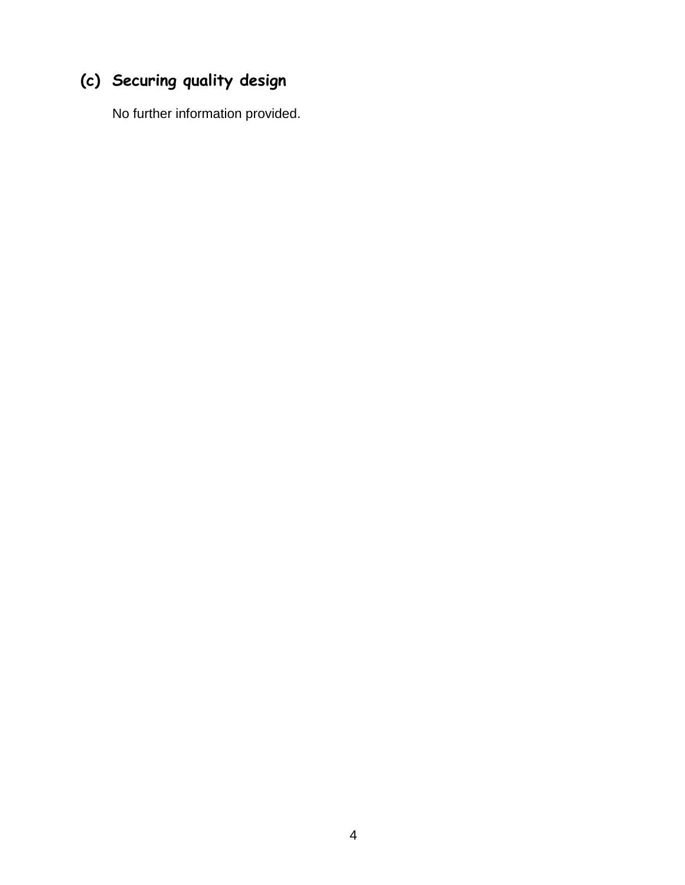### (c) Securing quality design

No further information provided.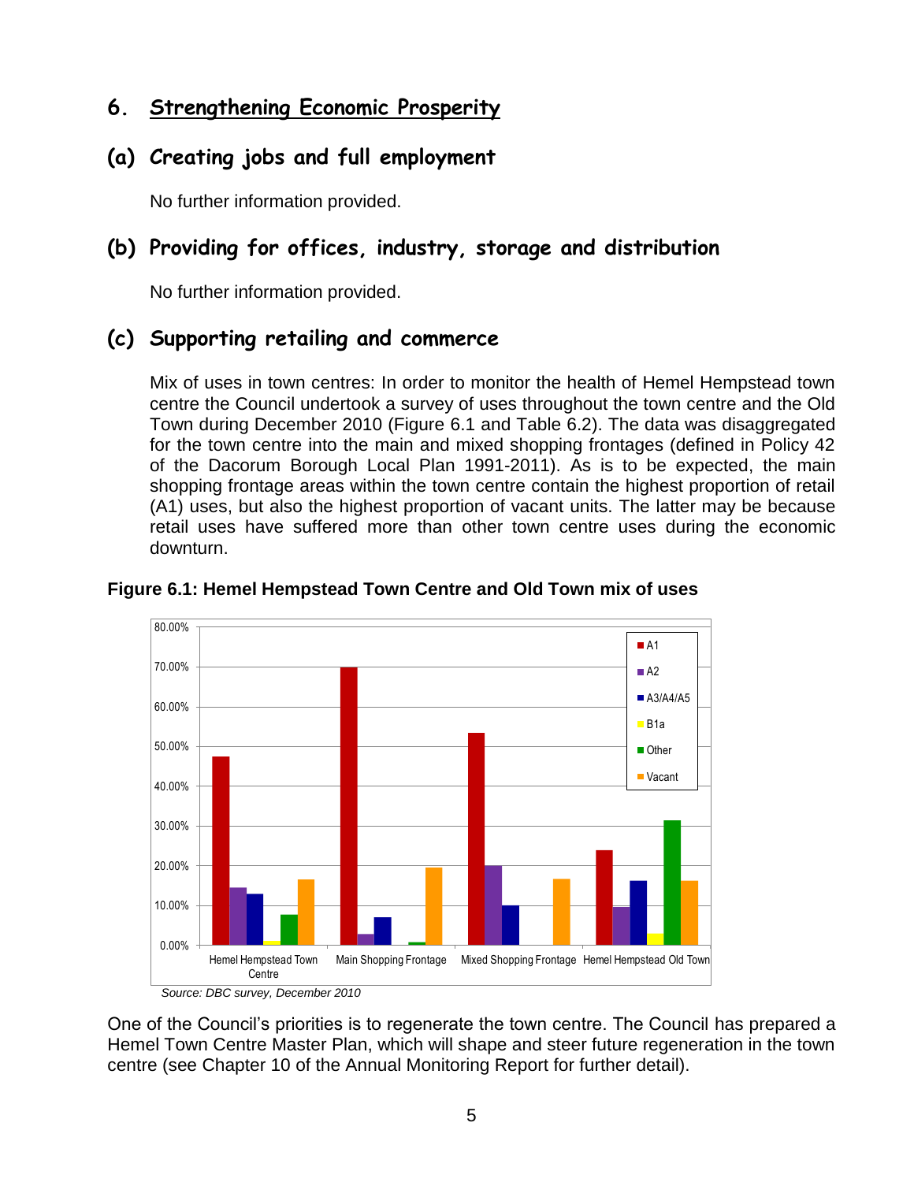# 6. Strengthening Economic Prosperity

## (a) Creating jobs and full employment

No further information provided.

## (b) Providing for offices, industry, storage and distribution

No further information provided.

## (c) Supporting retailing and commerce

Mix of uses in town centres: In order to monitor the health of Hemel Hempstead town centre the Council undertook a survey of uses throughout the town centre and the Old Town during December 2010 (Figure 6.1 and Table 6.2). The data was disaggregated for the town centre into the main and mixed shopping frontages (defined in Policy 42 of the Dacorum Borough Local Plan 1991-2011). As is to be expected, the main shopping frontage areas within the town centre contain the highest proportion of retail (A1) uses, but also the highest proportion of vacant units. The latter may be because retail uses have suffered more than other town centre uses during the economic downturn.

**Figure 6.1: Hemel Hempstead Town Centre and Old Town mix of uses**

80.00%
70.00%
60.00%
50.00%
40.00%
30.00%
20.00%
10.00%
0.00%

A1
A2
A3/A4/A5
B1a
Other
Vacant

Hemel Hempstead Town Centre
Main Shopping Frontage
Mixed Shopping Frontage
Hemel Hempstead Old Town

*Source: DBC survey, December 2010*

One of the Council's priorities is to regenerate the town centre. The Council has prepared a Hemel Town Centre Master Plan, which will shape and steer future regeneration in the town centre (see Chapter 10 of the Annual Monitoring Report for further detail).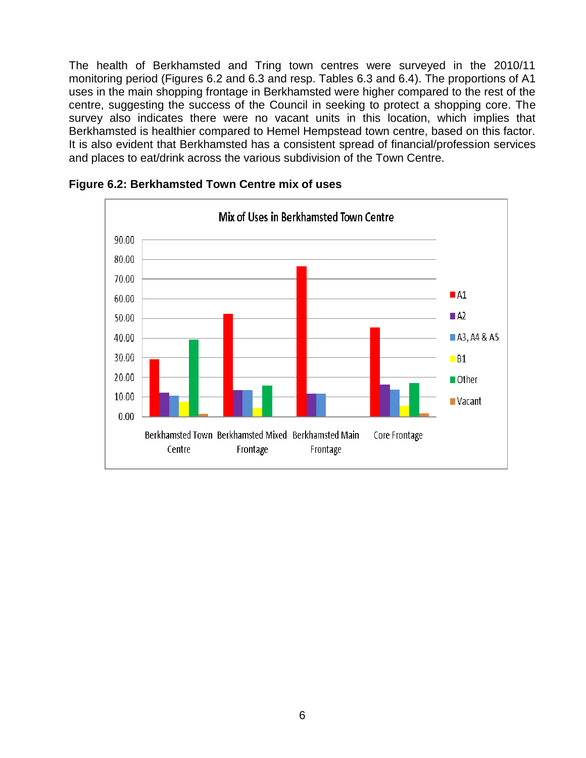The health of Berkhamsted and Tring town centres were surveyed in the 2010/11 monitoring period (Figures 6.2 and 6.3 and resp. Tables 6.3 and 6.4). The proportions of A1 uses in the main shopping frontage in Berkhamsted were higher compared to the rest of the centre, suggesting the success of the Council in seeking to protect a shopping core. The survey also indicates there were no vacant units in this location, which implies that Berkhamsted is healthier compared to Hemel Hempstead town centre, based on this factor. It is also evident that Berkhamsted has a consistent spread of financial/profession services and places to eat/drink across the various subdivision of the Town Centre.

**Figure 6.2: Berkhamsted Town Centre mix of uses**

Mix of Uses in Berkhamsted Town Centre

90.00
80.00
70.00
60.00
50.00
40.00
30.00
20.00
10.00
0.00

Berkhamsted Town Centre
Berkhamsted Mixed Frontage
Berkhamsted Main Frontage
Core Frontage

A1
A2
A3, A4 & A5
B1
Other
Vacant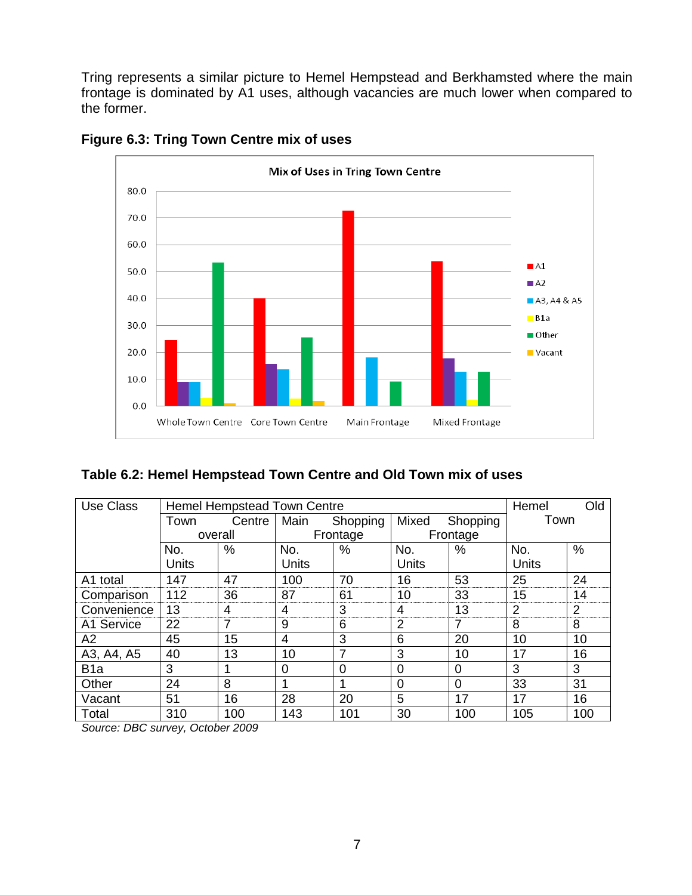Tring represents a similar picture to Hemel Hempstead and Berkhamsted where the main frontage is dominated by A1 uses, although vacancies are much lower when compared to the former.

**Figure 6.3: Tring Town Centre mix of uses**

Mix of Uses in Tring Town Centre

80.0
70.0
60.0
50.0
40.0
30.0
20.0
10.0
0.0

Whole Town Centre
Core Town Centre
Main Frontage
Mixed Frontage

A1
A2
A3, A4 & A5
B1a
Other
Vacant

**Table 6.2: Hemel Hempstead Town Centre and Old Town mix of uses**

| Use Class | Hemel Hempstead Town Centre | | | | | | Hemel Old Town | |
|---|---|---|---|---|---|---|---|---|
| | Town Centre overall | | Main Shopping Frontage | | Mixed Shopping Frontage | | | |
| | No. Units | % | No. Units | % | No. Units | % | No. Units | % |
| A1 total | 147 | 47 | 100 | 70 | 16 | 53 | 25 | 24 |
| Comparison | 112 | 36 | 87 | 61 | 10 | 33 | 15 | 14 |
| Convenience | 13 | 4 | 4 | 3 | 4 | 13 | 2 | 2 |
| A1 Service | 22 | 7 | 9 | 6 | 2 | 7 | 8 | 8 |
| A2 | 45 | 15 | 4 | 3 | 6 | 20 | 10 | 10 |
| A3, A4, A5 | 40 | 13 | 10 | 7 | 3 | 10 | 17 | 16 |
| B1a | 3 | 1 | 0 | 0 | 0 | 0 | 3 | 3 |
| Other | 24 | 8 | 1 | 1 | 0 | 0 | 33 | 31 |
| Vacant | 51 | 16 | 28 | 20 | 5 | 17 | 17 | 16 |
| Total | 310 | 100 | 143 | 101 | 30 | 100 | 105 | 100 |

*Source: DBC survey, October 2009*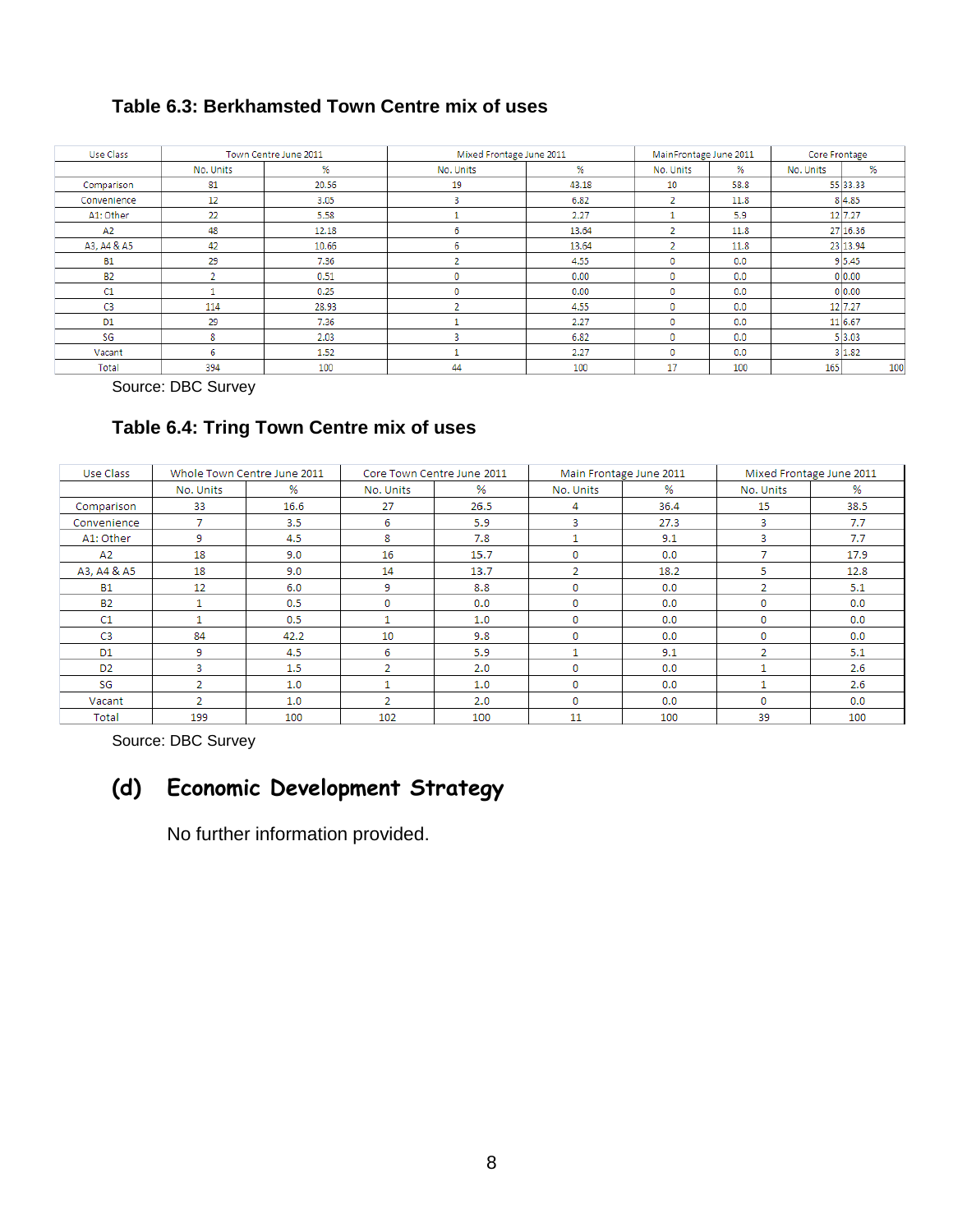### Table 6.3: Berkhamsted Town Centre mix of uses

| Use Class | Town Centre June 2011 | | Mixed Frontage June 2011 | | Main Frontage June 2011 | | Core Frontage | |
|---|---|---|---|---|---|---|---|---|
| | No. Units | % | No. Units | % | No. Units | % | No. Units | % |
| Comparison | 81 | 20.56 | 19 | 43.18 | 10 | 58.8 | 55 | 33.33 |
| Convenience | 12 | 3.05 | 3 | 6.82 | 2 | 11.8 | 8 | 4.85 |
| A1: Other | 22 | 5.58 | 1 | 2.27 | 1 | 5.9 | 12 | 7.27 |
| A2 | 48 | 12.18 | 6 | 13.64 | 2 | 11.8 | 27 | 16.36 |
| A3, A4 & A5 | 42 | 10.66 | 6 | 13.64 | 2 | 11.8 | 23 | 13.94 |
| B1 | 29 | 7.36 | 2 | 4.55 | 0 | 0.0 | 9 | 5.45 |
| B2 | 2 | 0.51 | 0 | 0.00 | 0 | 0.0 | 0 | 0.00 |
| C1 | 1 | 0.25 | 0 | 0.00 | 0 | 0.0 | 0 | 0.00 |
| C3 | 114 | 28.93 | 2 | 4.55 | 0 | 0.0 | 12 | 7.27 |
| D1 | 29 | 7.36 | 1 | 2.27 | 0 | 0.0 | 11 | 6.67 |
| SG | 8 | 2.03 | 3 | 6.82 | 0 | 0.0 | 5 | 3.03 |
| Vacant | 6 | 1.52 | 1 | 2.27 | 0 | 0.0 | 3 | 1.82 |
| Total | 394 | 100 | 44 | 100 | 17 | 100 | 165 | 100 |

Source: DBC Survey

### Table 6.4: Tring Town Centre mix of uses

| Use Class | Whole Town Centre June 2011 | | Core Town Centre June 2011 | | Main Frontage June 2011 | | Mixed Frontage June 2011 | |
|---|---|---|---|---|---|---|---|---|
| | No. Units | % | No. Units | % | No. Units | % | No. Units | % |
| Comparison | 33 | 16.6 | 27 | 26.5 | 4 | 36.4 | 15 | 38.5 |
| Convenience | 7 | 3.5 | 6 | 5.9 | 3 | 27.3 | 3 | 7.7 |
| A1: Other | 9 | 4.5 | 8 | 7.8 | 1 | 9.1 | 3 | 7.7 |
| A2 | 18 | 9.0 | 16 | 15.7 | 0 | 0.0 | 7 | 17.9 |
| A3, A4 & A5 | 18 | 9.0 | 14 | 13.7 | 2 | 18.2 | 5 | 12.8 |
| B1 | 12 | 6.0 | 9 | 8.8 | 0 | 0.0 | 2 | 5.1 |
| B2 | 1 | 0.5 | 0 | 0.0 | 0 | 0.0 | 0 | 0.0 |
| C1 | 1 | 0.5 | 1 | 1.0 | 0 | 0.0 | 0 | 0.0 |
| C3 | 84 | 42.2 | 10 | 9.8 | 0 | 0.0 | 0 | 0.0 |
| D1 | 9 | 4.5 | 6 | 5.9 | 1 | 9.1 | 2 | 5.1 |
| D2 | 3 | 1.5 | 2 | 2.0 | 0 | 0.0 | 1 | 2.6 |
| SG | 2 | 1.0 | 1 | 1.0 | 0 | 0.0 | 1 | 2.6 |
| Vacant | 2 | 1.0 | 2 | 2.0 | 0 | 0.0 | 0 | 0.0 |
| Total | 199 | 100 | 102 | 100 | 11 | 100 | 39 | 100 |

Source: DBC Survey

## (d) Economic Development Strategy

No further information provided.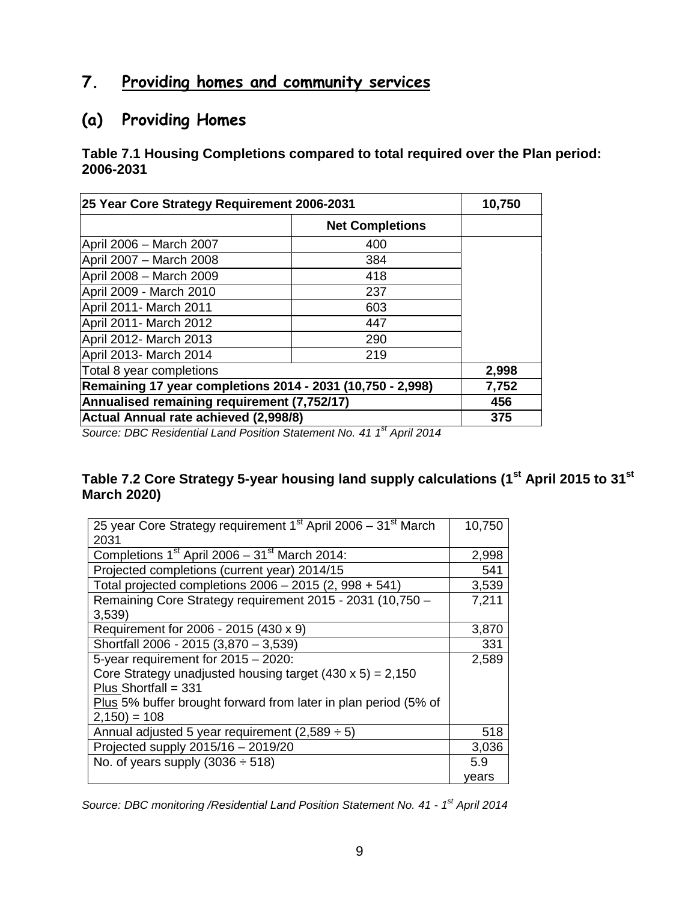# 7. Providing homes and community services

## (a) Providing Homes

**Table 7.1 Housing Completions compared to total required over the Plan period: 2006-2031**

| **25 Year Core Strategy Requirement 2006-2031** | | **10,750** |
|---|---|---|
| | **Net Completions** | |
| April 2006 – March 2007 | 400 | |
| April 2007 – March 2008 | 384 | |
| April 2008 – March 2009 | 418 | |
| April 2009 - March 2010 | 237 | |
| April 2011- March 2011 | 603 | |
| April 2011- March 2012 | 447 | |
| April 2012- March 2013 | 290 | |
| April 2013- March 2014 | 219 | |
| Total 8 year completions | | **2,998** |
| **Remaining 17 year completions 2014 - 2031 (10,750 - 2,998)** | | **7,752** |
| **Annualised remaining requirement (7,752/17)** | | **456** |
| **Actual Annual rate achieved (2,998/8)** | | **375** |

*Source: DBC Residential Land Position Statement No. 41 1st April 2014*

**Table 7.2 Core Strategy 5-year housing land supply calculations (1st April 2015 to 31st March 2020)**

| | |
|---|---|
| 25 year Core Strategy requirement 1st April 2006 – 31st March 2031 | 10,750 |
| Completions 1st April 2006 – 31st March 2014: | 2,998 |
| Projected completions (current year) 2014/15 | 541 |
| Total projected completions 2006 – 2015 (2, 998 + 541) | 3,539 |
| Remaining Core Strategy requirement 2015 - 2031 (10,750 – 3,539) | 7,211 |
| Requirement for 2006 - 2015 (430 x 9) | 3,870 |
| Shortfall 2006 - 2015 (3,870 – 3,539) | 331 |
| 5-year requirement for 2015 – 2020:<br>Core Strategy unadjusted housing target (430 x 5) = 2,150<br><u>Plus</u> Shortfall = 331<br><u>Plus</u> 5% buffer brought forward from later in plan period (5% of 2,150) = 108 | 2,589 |
| Annual adjusted 5 year requirement (2,589 ÷ 5) | 518 |
| Projected supply 2015/16 – 2019/20 | 3,036 |
| No. of years supply (3036 ÷ 518) | 5.9 years |

*Source: DBC monitoring /Residential Land Position Statement No. 41 - 1st April 2014*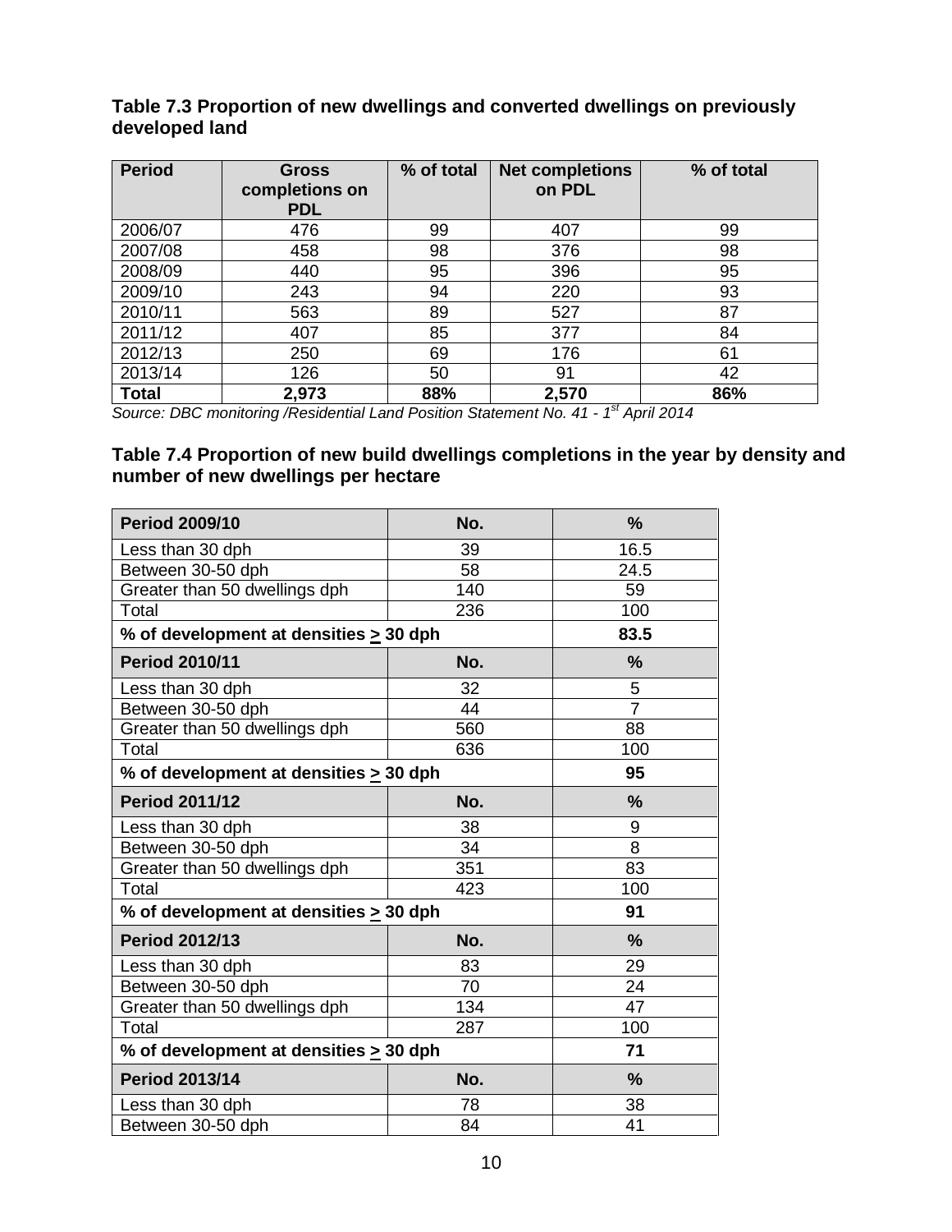**Table 7.3 Proportion of new dwellings and converted dwellings on previously developed land**

| Period | Gross completions on PDL | % of total | Net completions on PDL | % of total |
|---|---|---|---|---|
| 2006/07 | 476 | 99 | 407 | 99 |
| 2007/08 | 458 | 98 | 376 | 98 |
| 2008/09 | 440 | 95 | 396 | 95 |
| 2009/10 | 243 | 94 | 220 | 93 |
| 2010/11 | 563 | 89 | 527 | 87 |
| 2011/12 | 407 | 85 | 377 | 84 |
| 2012/13 | 250 | 69 | 176 | 61 |
| 2013/14 | 126 | 50 | 91 | 42 |
| **Total** | **2,973** | **88%** | **2,570** | **86%** |

*Source: DBC monitoring /Residential Land Position Statement No. 41 - 1st April 2014*

**Table 7.4 Proportion of new build dwellings completions in the year by density and number of new dwellings per hectare**

| **Period 2009/10** | **No.** | **%** |
|---|---|---|
| Less than 30 dph | 39 | 16.5 |
| Between 30-50 dph | 58 | 24.5 |
| Greater than 50 dwellings dph | 140 | 59 |
| Total | 236 | 100 |
| **% of development at densities ≥ 30 dph** | | **83.5** |
| **Period 2010/11** | **No.** | **%** |
| Less than 30 dph | 32 | 5 |
| Between 30-50 dph | 44 | 7 |
| Greater than 50 dwellings dph | 560 | 88 |
| Total | 636 | 100 |
| **% of development at densities ≥ 30 dph** | | **95** |
| **Period 2011/12** | **No.** | **%** |
| Less than 30 dph | 38 | 9 |
| Between 30-50 dph | 34 | 8 |
| Greater than 50 dwellings dph | 351 | 83 |
| Total | 423 | 100 |
| **% of development at densities ≥ 30 dph** | | **91** |
| **Period 2012/13** | **No.** | **%** |
| Less than 30 dph | 83 | 29 |
| Between 30-50 dph | 70 | 24 |
| Greater than 50 dwellings dph | 134 | 47 |
| Total | 287 | 100 |
| **% of development at densities ≥ 30 dph** | | **71** |
| **Period 2013/14** | **No.** | **%** |
| Less than 30 dph | 78 | 38 |
| Between 30-50 dph | 84 | 41 |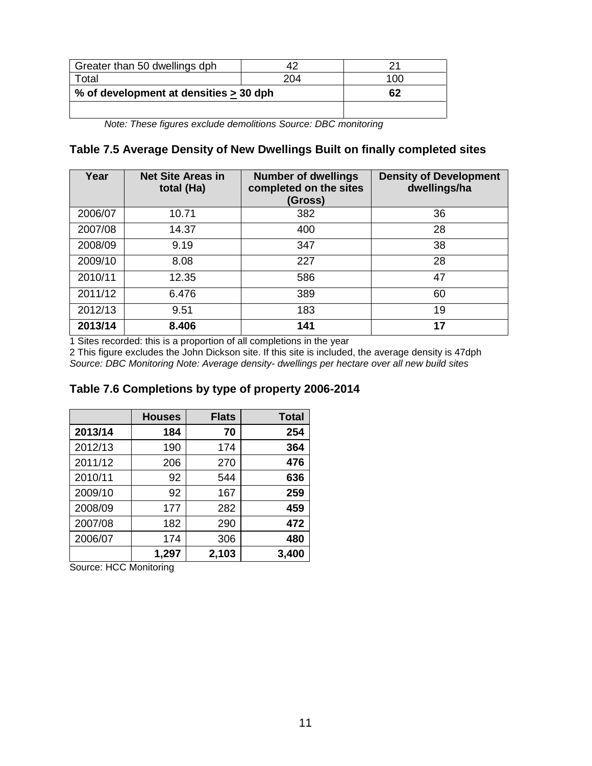| | | |
|---|---|---|
| Greater than 50 dwellings dph | 42 | 21 |
| Total | 204 | 100 |
| **% of development at densities > 30 dph** | | **62** |
| | | |

*Note: These figures exclude demolitions Source: DBC monitoring*

### Table 7.5 Average Density of New Dwellings Built on finally completed sites

| Year | Net Site Areas in total (Ha) | Number of dwellings completed on the sites (Gross) | Density of Development dwellings/ha |
|---|---|---|---|
| 2006/07 | 10.71 | 382 | 36 |
| 2007/08 | 14.37 | 400 | 28 |
| 2008/09 | 9.19 | 347 | 38 |
| 2009/10 | 8.08 | 227 | 28 |
| 2010/11 | 12.35 | 586 | 47 |
| 2011/12 | 6.476 | 389 | 60 |
| 2012/13 | 9.51 | 183 | 19 |
| **2013/14** | **8.406** | **141** | **17** |

1 Sites recorded: this is a proportion of all completions in the year
2 This figure excludes the John Dickson site. If this site is included, the average density is 47dph
*Source: DBC Monitoring Note: Average density- dwellings per hectare over all new build sites*

### Table 7.6 Completions by type of property 2006-2014

| | Houses | Flats | Total |
|---|---|---|---|
| **2013/14** | **184** | **70** | **254** |
| 2012/13 | 190 | 174 | **364** |
| 2011/12 | 206 | 270 | **476** |
| 2010/11 | 92 | 544 | **636** |
| 2009/10 | 92 | 167 | **259** |
| 2008/09 | 177 | 282 | **459** |
| 2007/08 | 182 | 290 | **472** |
| 2006/07 | 174 | 306 | **480** |
| | **1,297** | **2,103** | **3,400** |

Source: HCC Monitoring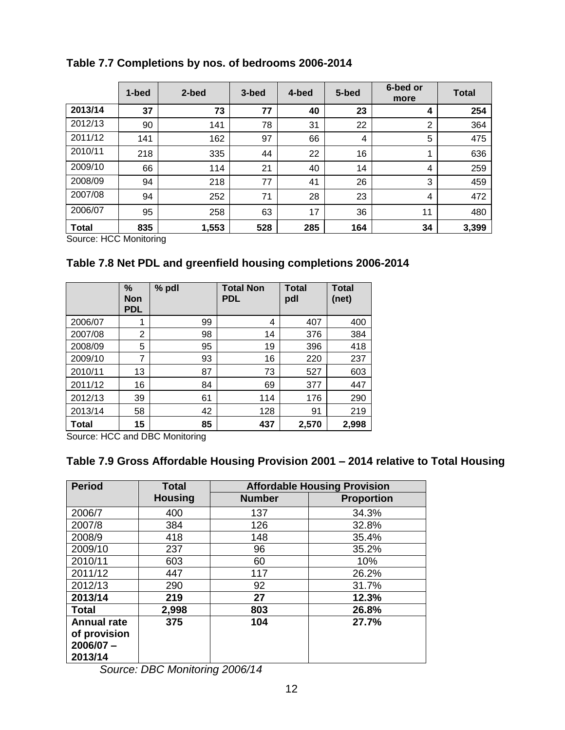### Table 7.7 Completions by nos. of bedrooms 2006-2014

| | 1-bed | 2-bed | 3-bed | 4-bed | 5-bed | 6-bed or more | Total |
|---|---|---|---|---|---|---|---|
| **2013/14** | **37** | **73** | **77** | **40** | **23** | **4** | **254** |
| 2012/13 | 90 | 141 | 78 | 31 | 22 | 2 | 364 |
| 2011/12 | 141 | 162 | 97 | 66 | 4 | 5 | 475 |
| 2010/11 | 218 | 335 | 44 | 22 | 16 | 1 | 636 |
| 2009/10 | 66 | 114 | 21 | 40 | 14 | 4 | 259 |
| 2008/09 | 94 | 218 | 77 | 41 | 26 | 3 | 459 |
| 2007/08 | 94 | 252 | 71 | 28 | 23 | 4 | 472 |
| 2006/07 | 95 | 258 | 63 | 17 | 36 | 11 | 480 |
| **Total** | **835** | **1,553** | **528** | **285** | **164** | **34** | **3,399** |

Source: HCC Monitoring

### Table 7.8 Net PDL and greenfield housing completions 2006-2014

| | % Non PDL | % pdl | Total Non PDL | Total pdl | Total (net) |
|---|---|---|---|---|---|
| 2006/07 | 1 | 99 | 4 | 407 | 400 |
| 2007/08 | 2 | 98 | 14 | 376 | 384 |
| 2008/09 | 5 | 95 | 19 | 396 | 418 |
| 2009/10 | 7 | 93 | 16 | 220 | 237 |
| 2010/11 | 13 | 87 | 73 | 527 | 603 |
| 2011/12 | 16 | 84 | 69 | 377 | 447 |
| 2012/13 | 39 | 61 | 114 | 176 | 290 |
| 2013/14 | 58 | 42 | 128 | 91 | 219 |
| **Total** | **15** | **85** | **437** | **2,570** | **2,998** |

Source: HCC and DBC Monitoring

### Table 7.9 Gross Affordable Housing Provision 2001 – 2014 relative to Total Housing

| Period | Total Housing | Affordable Housing Provision | |
|---|---|---|---|
| | | Number | Proportion |
| 2006/7 | 400 | 137 | 34.3% |
| 2007/8 | 384 | 126 | 32.8% |
| 2008/9 | 418 | 148 | 35.4% |
| 2009/10 | 237 | 96 | 35.2% |
| 2010/11 | 603 | 60 | 10% |
| 2011/12 | 447 | 117 | 26.2% |
| 2012/13 | 290 | 92 | 31.7% |
| **2013/14** | **219** | **27** | **12.3%** |
| **Total** | **2,998** | **803** | **26.8%** |
| **Annual rate of provision 2006/07 – 2013/14** | **375** | **104** | **27.7%** |

*Source: DBC Monitoring 2006/14*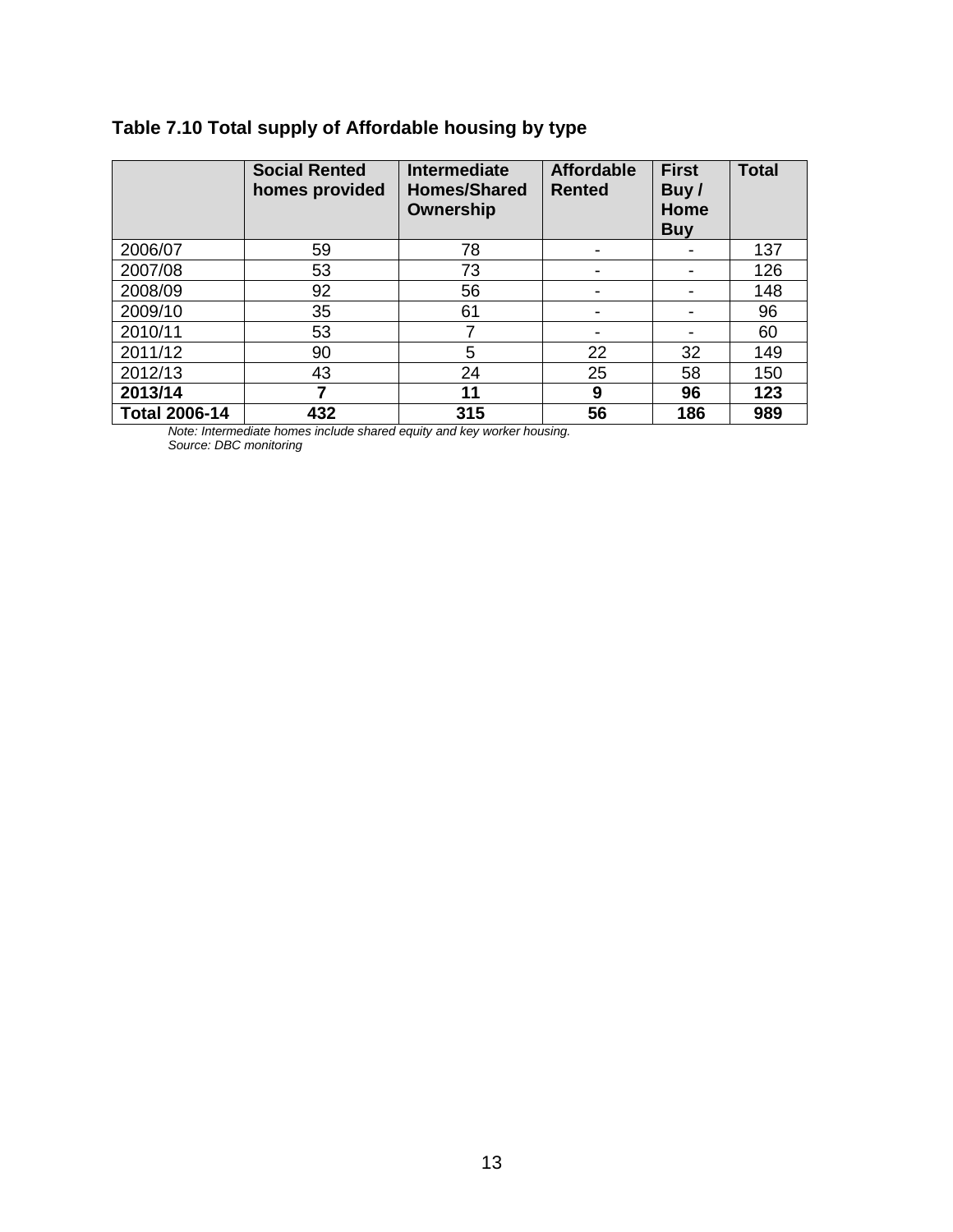**Table 7.10 Total supply of Affordable housing by type**

| | Social Rented homes provided | Intermediate Homes/Shared Ownership | Affordable Rented | First Buy / Home Buy | Total |
|---|---|---|---|---|---|
| 2006/07 | 59 | 78 | - | - | 137 |
| 2007/08 | 53 | 73 | - | - | 126 |
| 2008/09 | 92 | 56 | - | - | 148 |
| 2009/10 | 35 | 61 | - | - | 96 |
| 2010/11 | 53 | 7 | - | - | 60 |
| 2011/12 | 90 | 5 | 22 | 32 | 149 |
| 2012/13 | 43 | 24 | 25 | 58 | 150 |
| **2013/14** | **7** | **11** | **9** | **96** | **123** |
| **Total 2006-14** | **432** | **315** | **56** | **186** | **989** |

*Note: Intermediate homes include shared equity and key worker housing.*
*Source: DBC monitoring*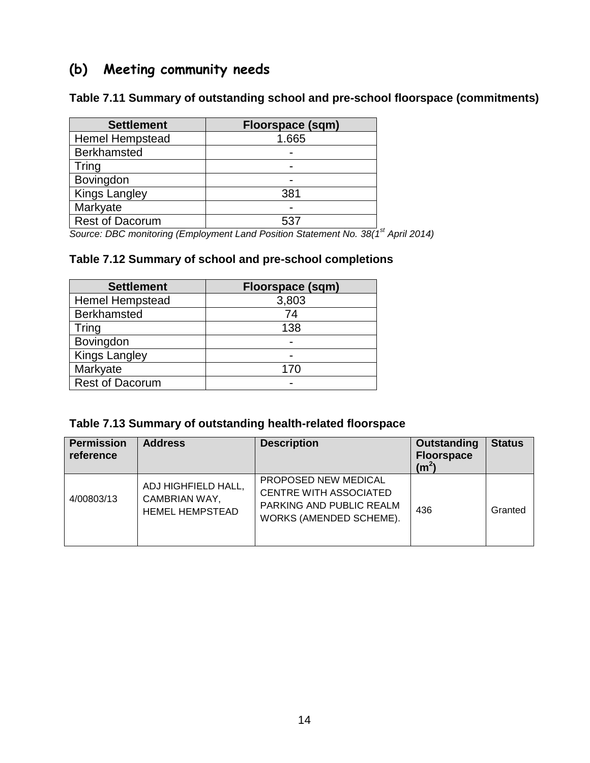## (b) Meeting community needs

**Table 7.11 Summary of outstanding school and pre-school floorspace (commitments)**

| Settlement | Floorspace (sqm) |
|---|---|
| Hemel Hempstead | 1.665 |
| Berkhamsted | - |
| Tring | - |
| Bovingdon | - |
| Kings Langley | 381 |
| Markyate | - |
| Rest of Dacorum | 537 |

*Source: DBC monitoring (Employment Land Position Statement No. 38(1st April 2014)*

**Table 7.12 Summary of school and pre-school completions**

| Settlement | Floorspace (sqm) |
|---|---|
| Hemel Hempstead | 3,803 |
| Berkhamsted | 74 |
| Tring | 138 |
| Bovingdon | - |
| Kings Langley | - |
| Markyate | 170 |
| Rest of Dacorum | - |

**Table 7.13 Summary of outstanding health-related floorspace**

| Permission reference | Address | Description | Outstanding Floorspace ($m^2$) | Status |
|---|---|---|---|---|
| 4/00803/13 | ADJ HIGHFIELD HALL, CAMBRIAN WAY, HEMEL HEMPSTEAD | PROPOSED NEW MEDICAL CENTRE WITH ASSOCIATED PARKING AND PUBLIC REALM WORKS (AMENDED SCHEME). | 436 | Granted |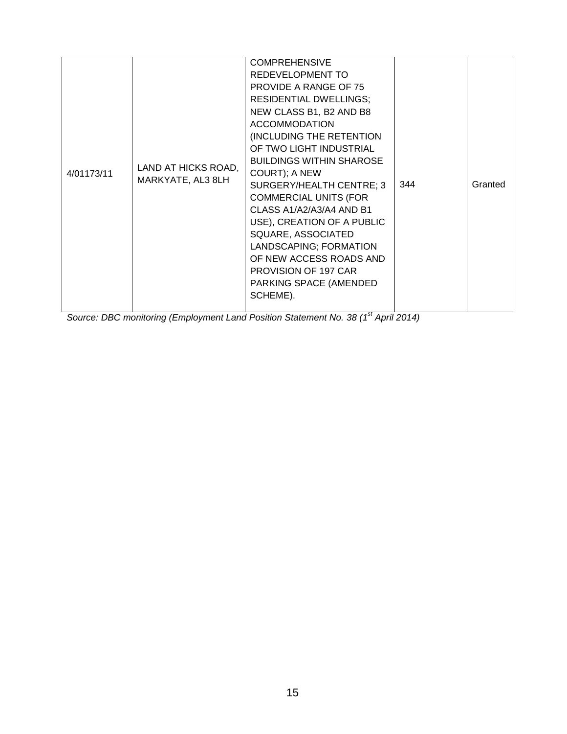| | | | | |
|---|---|---|---|---|
| 4/01173/11 | LAND AT HICKS ROAD, MARKYATE, AL3 8LH | COMPREHENSIVE REDEVELOPMENT TO PROVIDE A RANGE OF 75 RESIDENTIAL DWELLINGS; NEW CLASS B1, B2 AND B8 ACCOMMODATION (INCLUDING THE RETENTION OF TWO LIGHT INDUSTRIAL BUILDINGS WITHIN SHAROSE COURT); A NEW SURGERY/HEALTH CENTRE; 3 COMMERCIAL UNITS (FOR CLASS A1/A2/A3/A4 AND B1 USE), CREATION OF A PUBLIC SQUARE, ASSOCIATED LANDSCAPING; FORMATION OF NEW ACCESS ROADS AND PROVISION OF 197 CAR PARKING SPACE (AMENDED SCHEME). | 344 | Granted |

*Source: DBC monitoring (Employment Land Position Statement No. 38 (1st April 2014)*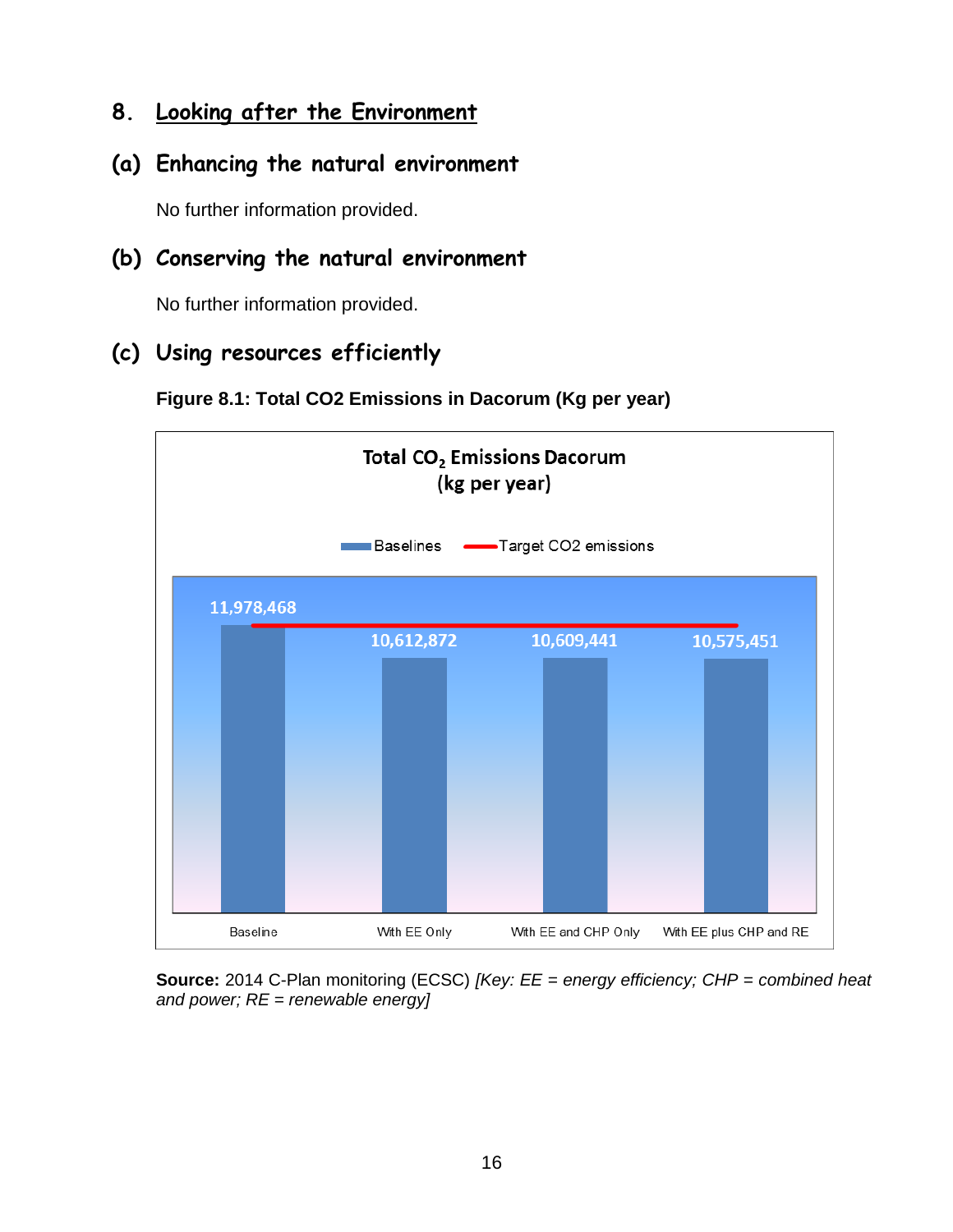## 8. Looking after the Environment

### (a) Enhancing the natural environment

No further information provided.

### (b) Conserving the natural environment

No further information provided.

### (c) Using resources efficiently

**Figure 8.1: Total CO2 Emissions in Dacorum (Kg per year)**

Total $CO_2$ Emissions Dacorum
(kg per year)

Baselines
Target CO2 emissions

11,978,468
10,612,872
10,609,441
10,575,451

Baseline
With EE Only
With EE and CHP Only
With EE plus CHP and RE

**Source:** 2014 C-Plan monitoring (ECSC) *[Key: EE = energy efficiency; CHP = combined heat and power; RE = renewable energy]*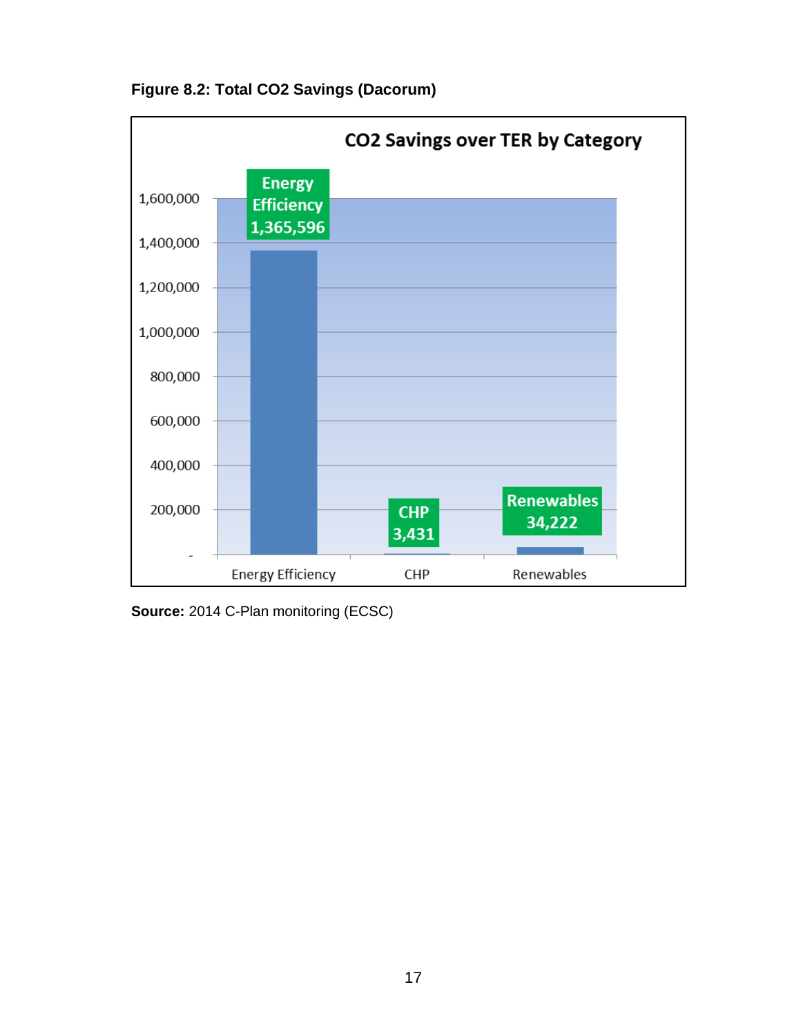**Figure 8.2: Total CO2 Savings (Dacorum)**

CO2 Savings over TER by Category

1,600,000
1,400,000
1,200,000
1,000,000
800,000
600,000
400,000
200,000
-

Energy Efficiency 1,365,596

CHP 3,431

Renewables 34,222

Energy Efficiency
CHP
Renewables

**Source:** 2014 C-Plan monitoring (ECSC)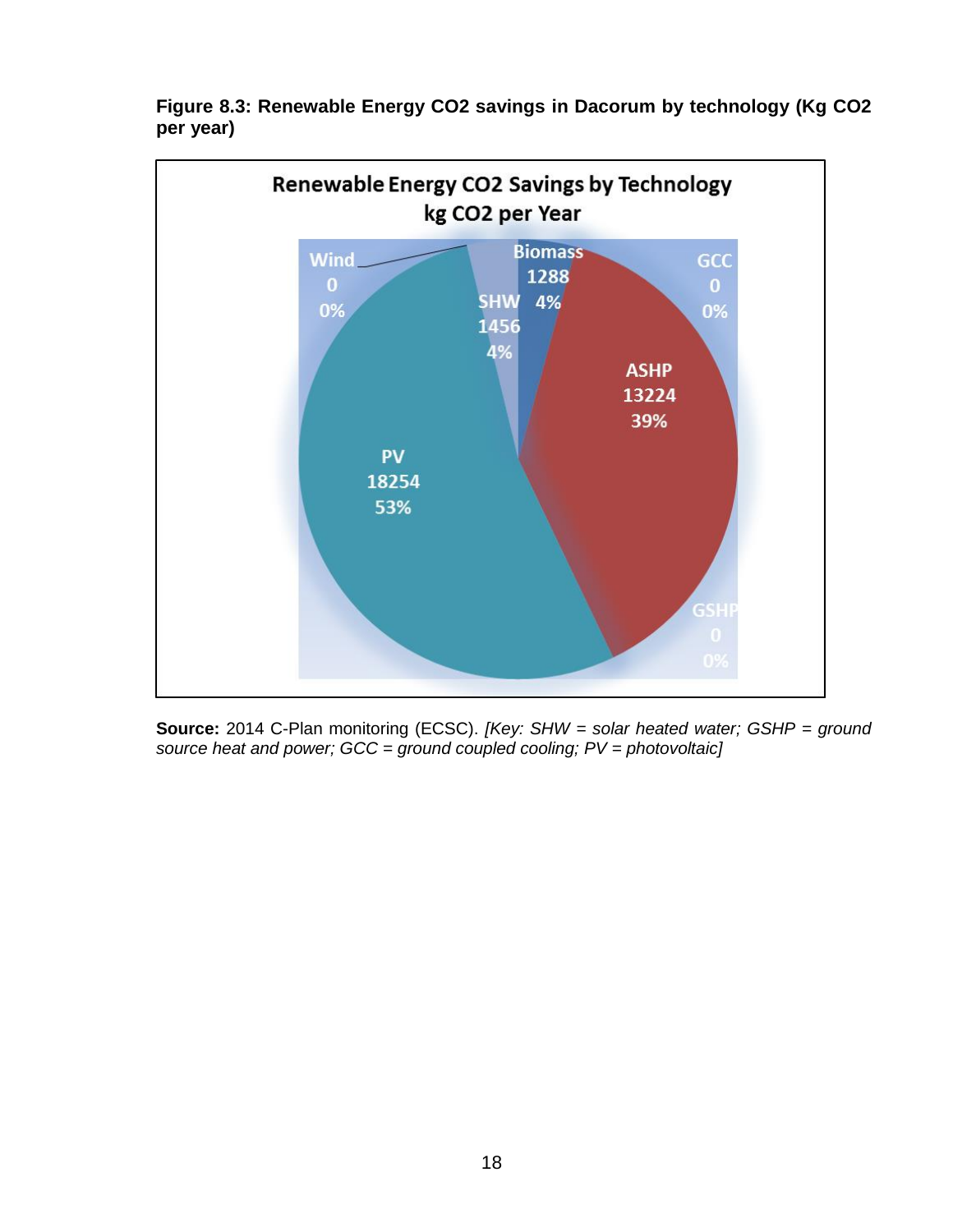**Figure 8.3: Renewable Energy $CO_2$ savings in Dacorum by technology (Kg $CO_2$ per year)**

Renewable Energy CO2 Savings by Technology
kg CO2 per Year

Wind
0
0%

Biomass
1288
4%

GCC
0
0%

SHW
1456
4%

ASHP
13224
39%

PV
18254
53%

GSHP
0
0%

**Source:** 2014 C-Plan monitoring (ECSC). *[Key: SHW = solar heated water; GSHP = ground source heat and power; GCC = ground coupled cooling; PV = photovoltaic]*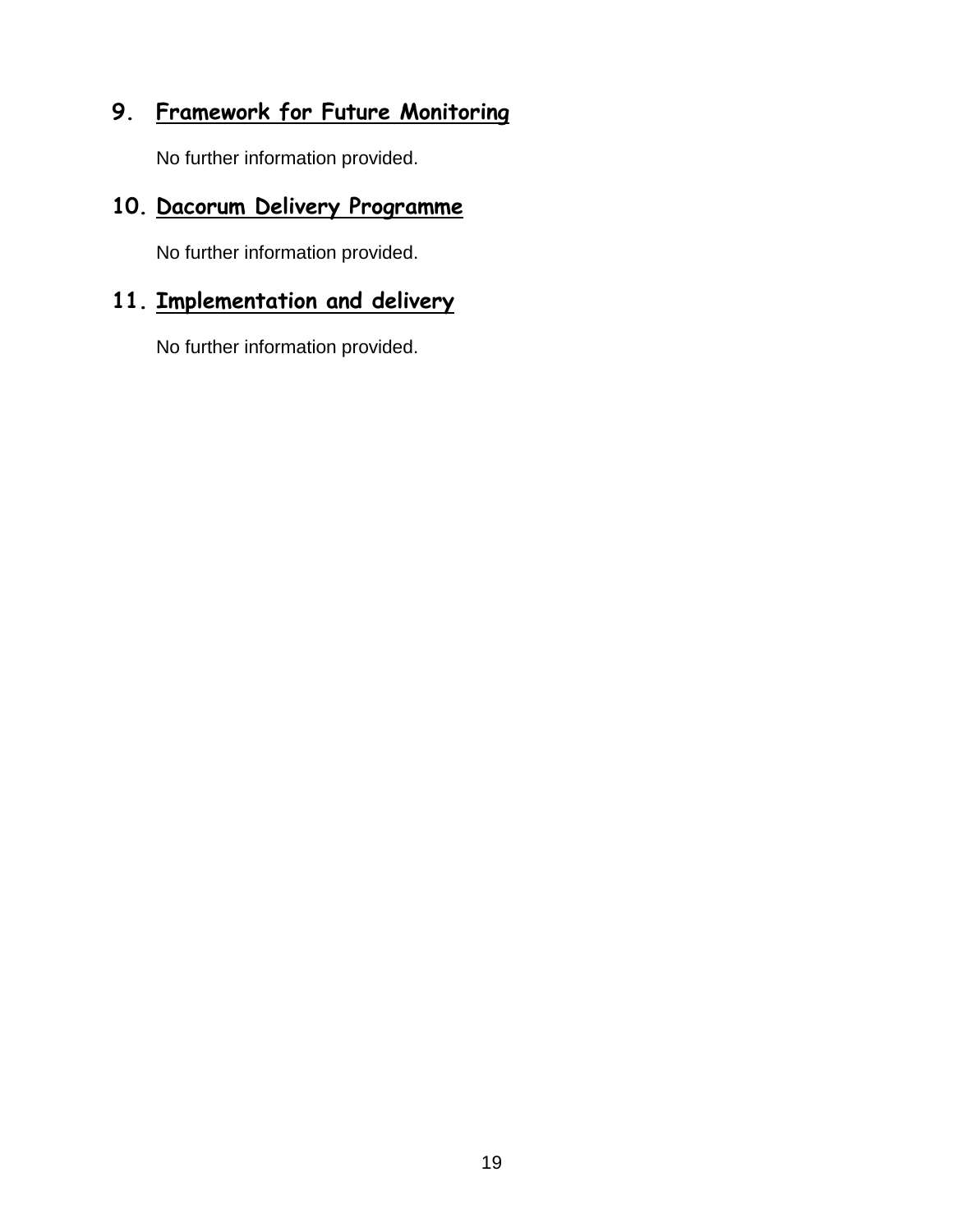## 9. Framework for Future Monitoring

No further information provided.

## 10. Dacorum Delivery Programme

No further information provided.

## 11. Implementation and delivery

No further information provided.